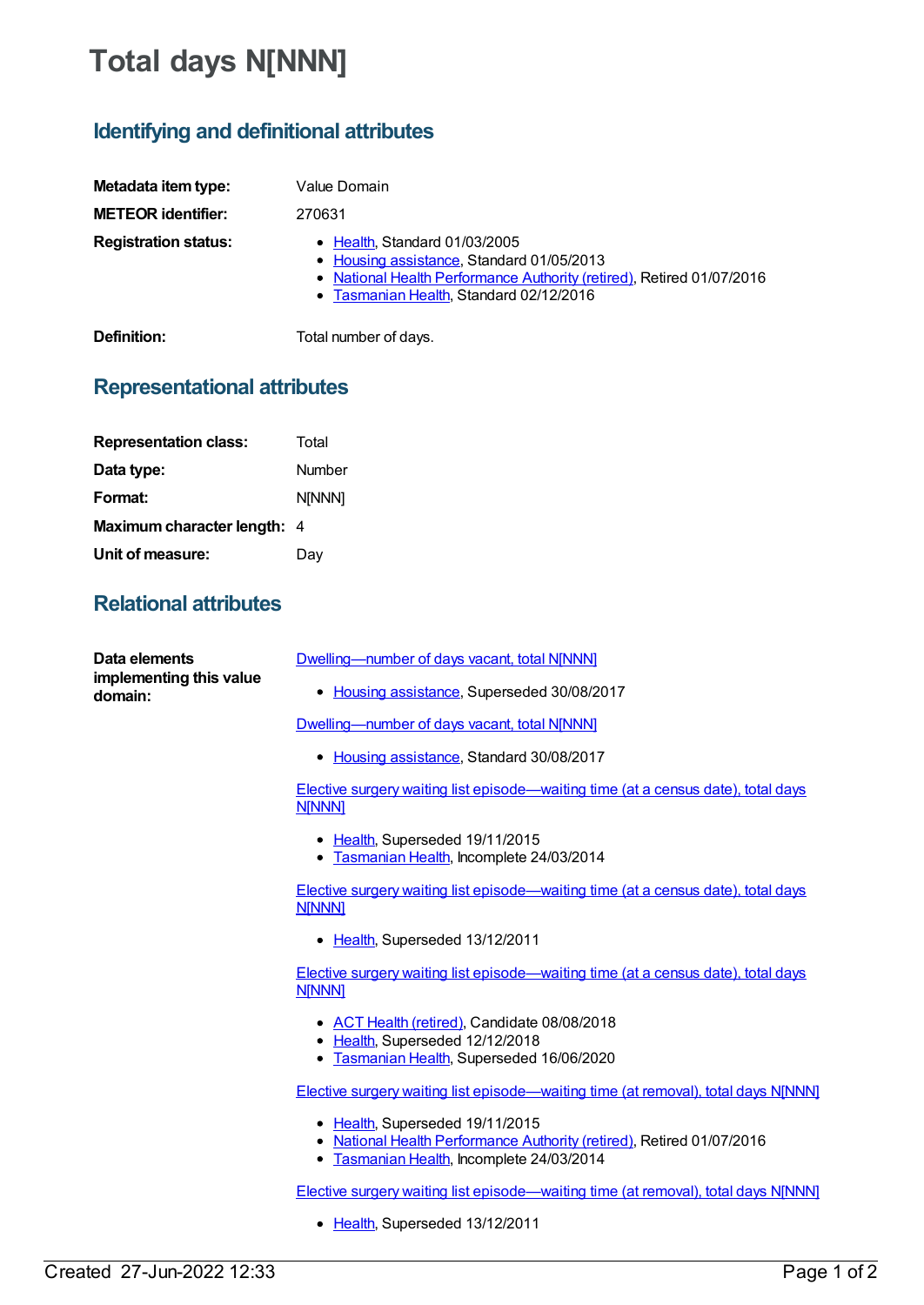# Total days N[NNN]

## Identifying and definitional attributes

**Metadata item type:** Value Domain

**METEOR identifier:** 270631

**Registration status:**

- Health, Standard 01/03/2005
- Housing assistance, Standard 01/05/2013
- National Health Performance Authority (retired), Retired 01/07/2016
- Tasmanian Health, Standard 02/12/2016

**Definition:** Total number of days.

## Representational attributes

**Representation class:** Total

**Data type:** Number

**Format:** N[NNN]

**Maximum character length:** 4

**Unit of measure:** Day

## Relational attributes

**Data elements implementing this value domain:**

Dwelling—number of days vacant, total N[NNN]

- Housing assistance, Superseded 30/08/2017

Dwelling—number of days vacant, total N[NNN]

- Housing assistance, Standard 30/08/2017

Elective surgery waiting list episode—waiting time (at a census date), total days N[NNN]

- Health, Superseded 19/11/2015
- Tasmanian Health, Incomplete 24/03/2014

Elective surgery waiting list episode—waiting time (at a census date), total days N[NNN]

- Health, Superseded 13/12/2011

Elective surgery waiting list episode—waiting time (at a census date), total days N[NNN]

- ACT Health (retired), Candidate 08/08/2018
- Health, Superseded 12/12/2018
- Tasmanian Health, Superseded 16/06/2020

Elective surgery waiting list episode—waiting time (at removal), total days N[NNN]

- Health, Superseded 19/11/2015
- National Health Performance Authority (retired), Retired 01/07/2016
- Tasmanian Health, Incomplete 24/03/2014

Elective surgery waiting list episode—waiting time (at removal), total days N[NNN]

- Health, Superseded 13/12/2011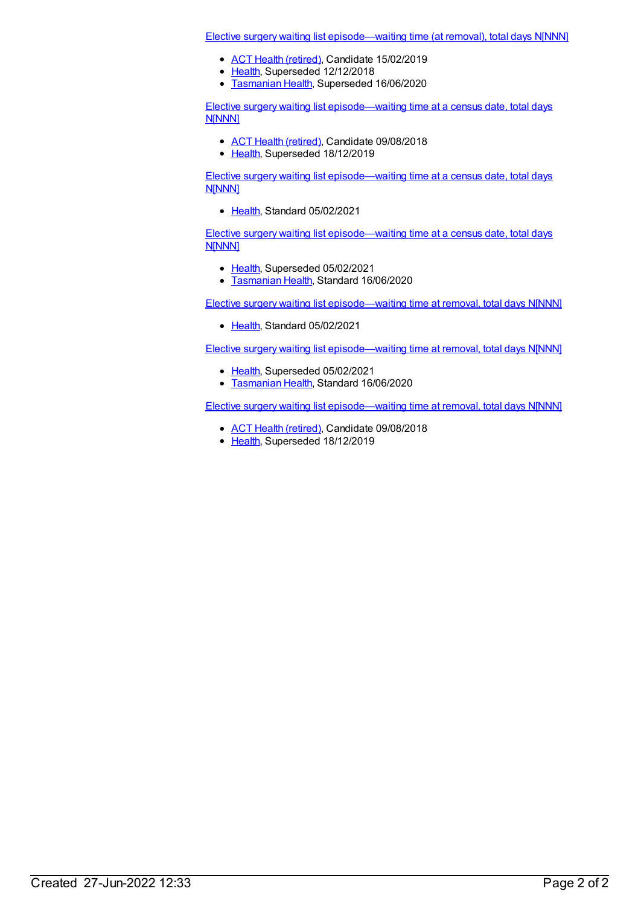Elective surgery waiting list episode—waiting time (at removal), total days N[NNN]

- ACT Health (retired), Candidate 15/02/2019
- Health, Superseded 12/12/2018
- Tasmanian Health, Superseded 16/06/2020

Elective surgery waiting list episode—waiting time at a census date, total days N[NNN]

- ACT Health (retired), Candidate 09/08/2018
- Health, Superseded 18/12/2019

Elective surgery waiting list episode—waiting time at a census date, total days N[NNN]

- Health, Standard 05/02/2021

Elective surgery waiting list episode—waiting time at a census date, total days N[NNN]

- Health, Superseded 05/02/2021
- Tasmanian Health, Standard 16/06/2020

Elective surgery waiting list episode—waiting time at removal, total days N[NNN]

- Health, Standard 05/02/2021

Elective surgery waiting list episode—waiting time at removal, total days N[NNN]

- Health, Superseded 05/02/2021
- Tasmanian Health, Standard 16/06/2020

Elective surgery waiting list episode—waiting time at removal, total days N[NNN]

- ACT Health (retired), Candidate 09/08/2018
- Health, Superseded 18/12/2019